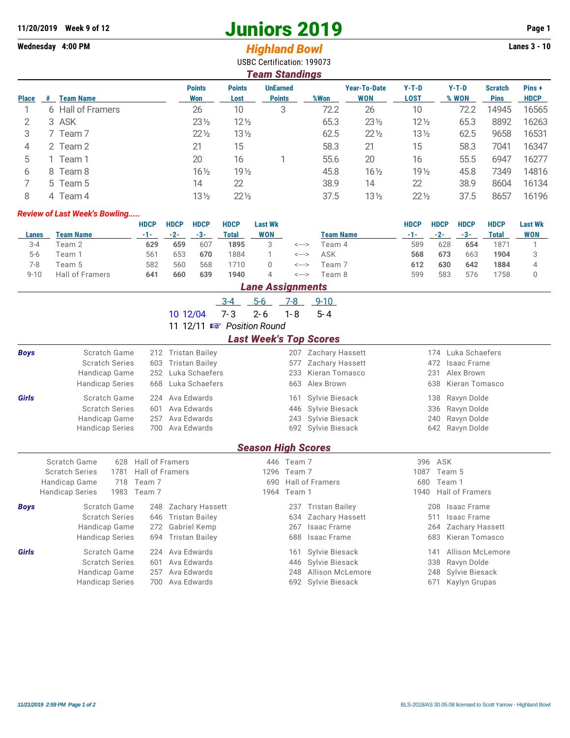**11/20/2019 Week 9 of 12**

**Wednesday 4:00 PM**

# Juniors 2019

## *Highland Bowl*

USBC Certification: 199073

**Lanes 3 - 10**

### *Team Standings*

| Place | # | Team Name | Points Won | Points Lost | UnEarned Points | %Won | Year-To-Date WON | Y-T-D LOST | Y-T-D % WON | Scratch Pins | Pins + HDCP |
|---|---|---|---|---|---|---|---|---|---|---|---|
| 1 | 6 | Hall of Framers | 26 | 10 | 3 | 72.2 | 26 | 10 | 72.2 | 14945 | 16565 |
| 2 | 3 | ASK | 23½ | 12½ | | 65.3 | 23½ | 12½ | 65.3 | 8892 | 16263 |
| 3 | 7 | Team 7 | 22½ | 13½ | | 62.5 | 22½ | 13½ | 62.5 | 9658 | 16531 |
| 4 | 2 | Team 2 | 21 | 15 | | 58.3 | 21 | 15 | 58.3 | 7041 | 16347 |
| 5 | 1 | Team 1 | 20 | 16 | 1 | 55.6 | 20 | 16 | 55.5 | 6947 | 16277 |
| 6 | 8 | Team 8 | 16½ | 19½ | | 45.8 | 16½ | 19½ | 45.8 | 7349 | 14816 |
| 7 | 5 | Team 5 | 14 | 22 | | 38.9 | 14 | 22 | 38.9 | 8604 | 16134 |
| 8 | 4 | Team 4 | 13½ | 22½ | | 37.5 | 13½ | 22½ | 37.5 | 8657 | 16196 |

***Review of Last Week's Bowling.....***

| Lanes | Team Name | HDCP -1- | HDCP -2- | HDCP -3- | HDCP Total | Last Wk WON | | Team Name | HDCP -1- | HDCP -2- | HDCP -3- | HDCP Total | Last Wk WON |
|---|---|---|---|---|---|---|---|---|---|---|---|---|---|
| 3-4 | Team 2 | **629** | **659** | 607 | **1895** | 3 | <---> | Team 4 | 589 | 628 | **654** | 1871 | 1 |
| 5-6 | Team 1 | 561 | 653 | **670** | 1884 | 1 | <---> | ASK | **568** | **673** | 663 | **1904** | 3 |
| 7-8 | Team 5 | 582 | 560 | 568 | 1710 | 0 | <---> | Team 7 | **612** | **630** | **642** | **1884** | 4 |
| 9-10 | Hall of Framers | **641** | **660** | **639** | **1940** | 4 | <---> | Team 8 | 599 | 583 | 576 | 1758 | 0 |

### *Lane Assignments*

| | 3-4 | 5-6 | 7-8 | 9-10 |
|---|---|---|---|---|
| 10 12/04 | 7- 3 | 2- 6 | 1- 8 | 5- 4 |
| 11 12/11 | ☞ *Position Round* | | | |

### *Last Week's Top Scores*

| | | | | | | | |
|---|---|---|---|---|---|---|---|
| ***Boys*** | Scratch Game | 212 | Tristan Bailey | 207 | Zachary Hassett | 174 | Luka Schaefers |
| | Scratch Series | 603 | Tristan Bailey | 577 | Zachary Hassett | 472 | Isaac Frame |
| | Handicap Game | 252 | Luka Schaefers | 233 | Kieran Tomasco | 231 | Alex Brown |
| | Handicap Series | 668 | Luka Schaefers | 663 | Alex Brown | 638 | Kieran Tomasco |
| ***Girls*** | Scratch Game | 224 | Ava Edwards | 161 | Sylvie Biesack | 138 | Ravyn Dolde |
| | Scratch Series | 601 | Ava Edwards | 446 | Sylvie Biesack | 336 | Ravyn Dolde |
| | Handicap Game | 257 | Ava Edwards | 243 | Sylvie Biesack | 240 | Ravyn Dolde |
| | Handicap Series | 700 | Ava Edwards | 692 | Sylvie Biesack | 642 | Ravyn Dolde |

### *Season High Scores*

| | | | | | | | |
|---|---|---|---|---|---|---|---|
| | Scratch Game | 628 | Hall of Framers | 446 | Team 7 | 396 | ASK |
| | Scratch Series | 1781 | Hall of Framers | 1296 | Team 7 | 1087 | Team 5 |
| | Handicap Game | 718 | Team 7 | 690 | Hall of Framers | 680 | Team 1 |
| | Handicap Series | 1983 | Team 7 | 1964 | Team 1 | 1940 | Hall of Framers |
| ***Boys*** | Scratch Game | 248 | Zachary Hassett | 237 | Tristan Bailey | 208 | Isaac Frame |
| | Scratch Series | 646 | Tristan Bailey | 634 | Zachary Hassett | 511 | Isaac Frame |
| | Handicap Game | 272 | Gabriel Kemp | 267 | Isaac Frame | 264 | Zachary Hassett |
| | Handicap Series | 694 | Tristan Bailey | 688 | Isaac Frame | 683 | Kieran Tomasco |
| ***Girls*** | Scratch Game | 224 | Ava Edwards | 161 | Sylvie Biesack | 141 | Allison McLemore |
| | Scratch Series | 601 | Ava Edwards | 446 | Sylvie Biesack | 338 | Ravyn Dolde |
| | Handicap Game | 257 | Ava Edwards | 248 | Allison McLemore | 248 | Sylvie Biesack |
| | Handicap Series | 700 | Ava Edwards | 692 | Sylvie Biesack | 671 | Kaylyn Grupas |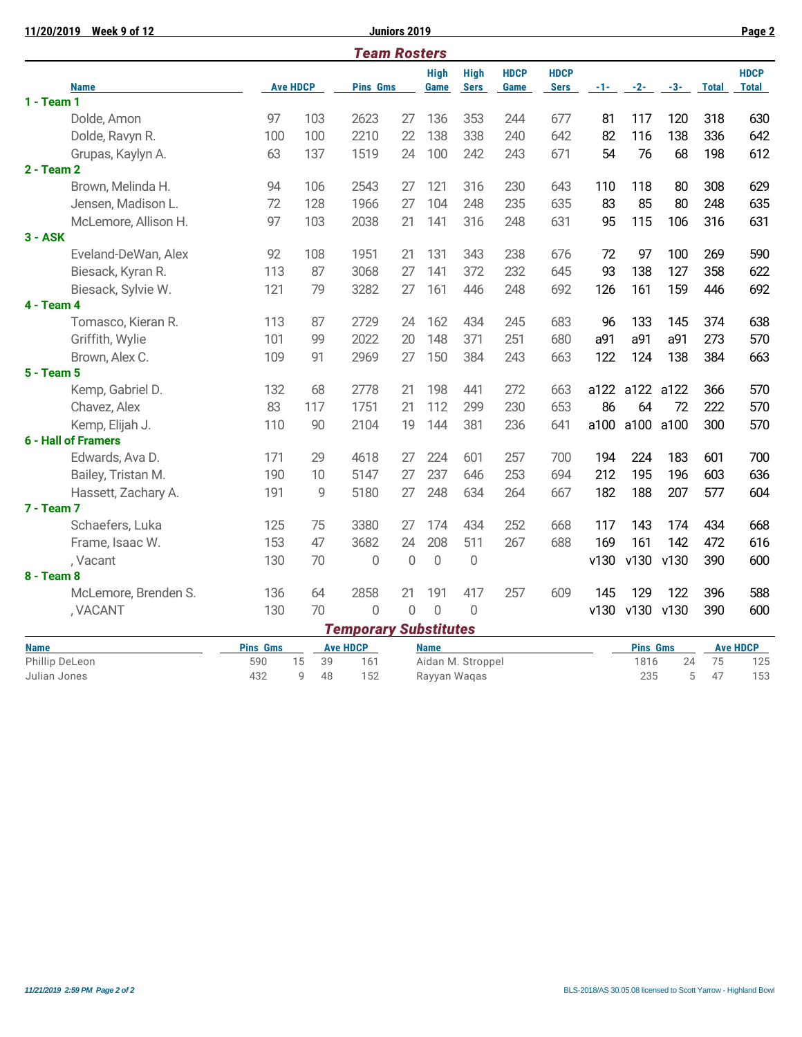## Team Rosters

| Name | Ave | HDCP | Pins | Gms | High Game | High Sers | HDCP Game | HDCP Sers | -1- | -2- | -3- | Total | HDCP Total |
|---|---|---|---|---|---|---|---|---|---|---|---|---|---|
| **1 - Team 1** | | | | | | | | | | | | | |
| Dolde, Amon | 97 | 103 | 2623 | 27 | 136 | 353 | 244 | 677 | 81 | 117 | 120 | 318 | 630 |
| Dolde, Ravyn R. | 100 | 100 | 2210 | 22 | 138 | 338 | 240 | 642 | 82 | 116 | 138 | 336 | 642 |
| Grupas, Kaylyn A. | 63 | 137 | 1519 | 24 | 100 | 242 | 243 | 671 | 54 | 76 | 68 | 198 | 612 |
| **2 - Team 2** | | | | | | | | | | | | | |
| Brown, Melinda H. | 94 | 106 | 2543 | 27 | 121 | 316 | 230 | 643 | 110 | 118 | 80 | 308 | 629 |
| Jensen, Madison L. | 72 | 128 | 1966 | 27 | 104 | 248 | 235 | 635 | 83 | 85 | 80 | 248 | 635 |
| McLemore, Allison H. | 97 | 103 | 2038 | 21 | 141 | 316 | 248 | 631 | 95 | 115 | 106 | 316 | 631 |
| **3 - ASK** | | | | | | | | | | | | | |
| Eveland-DeWan, Alex | 92 | 108 | 1951 | 21 | 131 | 343 | 238 | 676 | 72 | 97 | 100 | 269 | 590 |
| Biesack, Kyran R. | 113 | 87 | 3068 | 27 | 141 | 372 | 232 | 645 | 93 | 138 | 127 | 358 | 622 |
| Biesack, Sylvie W. | 121 | 79 | 3282 | 27 | 161 | 446 | 248 | 692 | 126 | 161 | 159 | 446 | 692 |
| **4 - Team 4** | | | | | | | | | | | | | |
| Tomasco, Kieran R. | 113 | 87 | 2729 | 24 | 162 | 434 | 245 | 683 | 96 | 133 | 145 | 374 | 638 |
| Griffith, Wylie | 101 | 99 | 2022 | 20 | 148 | 371 | 251 | 680 | a91 | a91 | a91 | 273 | 570 |
| Brown, Alex C. | 109 | 91 | 2969 | 27 | 150 | 384 | 243 | 663 | 122 | 124 | 138 | 384 | 663 |
| **5 - Team 5** | | | | | | | | | | | | | |
| Kemp, Gabriel D. | 132 | 68 | 2778 | 21 | 198 | 441 | 272 | 663 | a122 | a122 | a122 | 366 | 570 |
| Chavez, Alex | 83 | 117 | 1751 | 21 | 112 | 299 | 230 | 653 | 86 | 64 | 72 | 222 | 570 |
| Kemp, Elijah J. | 110 | 90 | 2104 | 19 | 144 | 381 | 236 | 641 | a100 | a100 | a100 | 300 | 570 |
| **6 - Hall of Framers** | | | | | | | | | | | | | |
| Edwards, Ava D. | 171 | 29 | 4618 | 27 | 224 | 601 | 257 | 700 | 194 | 224 | 183 | 601 | 700 |
| Bailey, Tristan M. | 190 | 10 | 5147 | 27 | 237 | 646 | 253 | 694 | 212 | 195 | 196 | 603 | 636 |
| Hassett, Zachary A. | 191 | 9 | 5180 | 27 | 248 | 634 | 264 | 667 | 182 | 188 | 207 | 577 | 604 |
| **7 - Team 7** | | | | | | | | | | | | | |
| Schaefers, Luka | 125 | 75 | 3380 | 27 | 174 | 434 | 252 | 668 | 117 | 143 | 174 | 434 | 668 |
| Frame, Isaac W. | 153 | 47 | 3682 | 24 | 208 | 511 | 267 | 688 | 169 | 161 | 142 | 472 | 616 |
| , Vacant | 130 | 70 | 0 | 0 | 0 | 0 | | | v130 | v130 | v130 | 390 | 600 |
| **8 - Team 8** | | | | | | | | | | | | | |
| McLemore, Brenden S. | 136 | 64 | 2858 | 21 | 191 | 417 | 257 | 609 | 145 | 129 | 122 | 396 | 588 |
| , VACANT | 130 | 70 | 0 | 0 | 0 | 0 | | | v130 | v130 | v130 | 390 | 600 |

## Temporary Substitutes

| Name | Pins | Gms | Ave | HDCP | Name | Pins | Gms | Ave | HDCP |
|---|---|---|---|---|---|---|---|---|---|
| Phillip DeLeon | 590 | 15 | 39 | 161 | Aidan M. Stroppel | 1816 | 24 | 75 | 125 |
| Julian Jones | 432 | 9 | 48 | 152 | Rayyan Waqas | 235 | 5 | 47 | 153 |